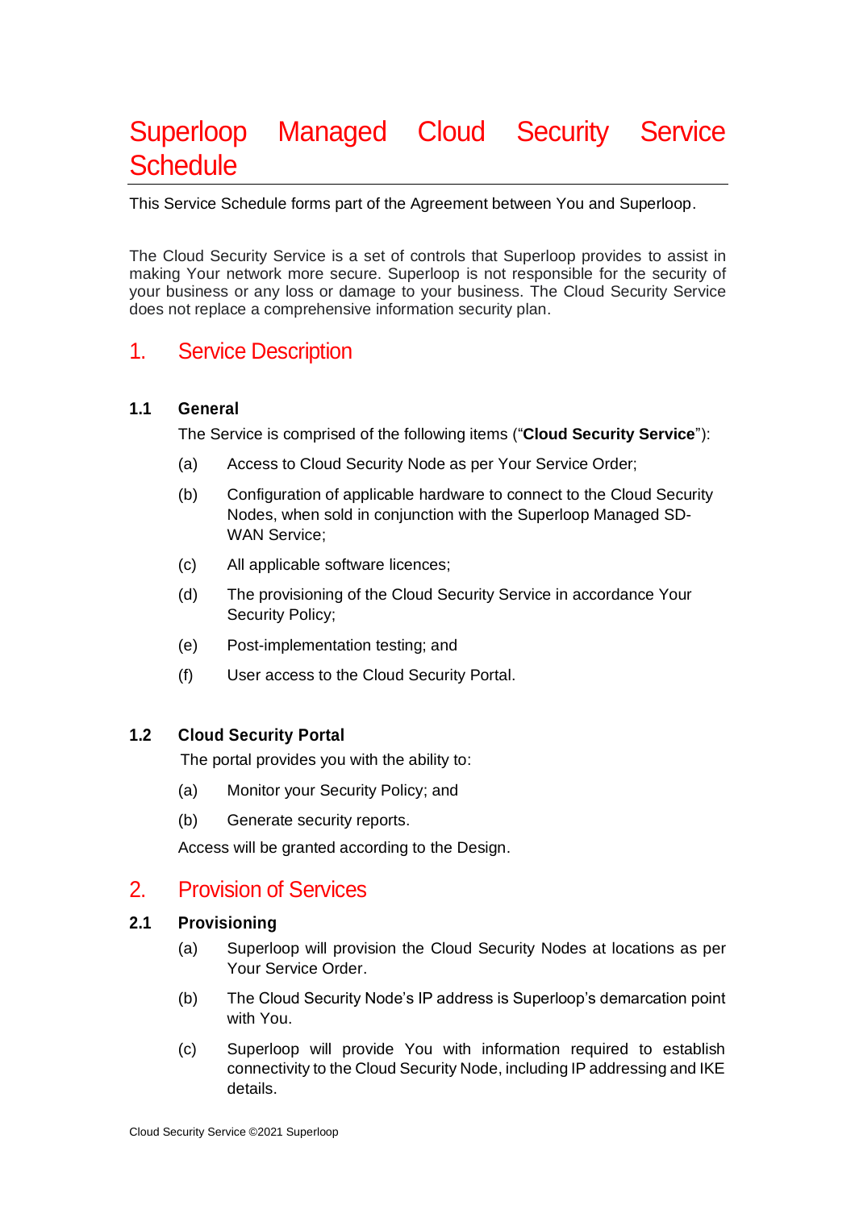# Superloop Managed Cloud Security Service Schedule

This Service Schedule forms part of the Agreement between You and Superloop.

The Cloud Security Service is a set of controls that Superloop provides to assist in making Your network more secure. Superloop is not responsible for the security of your business or any loss or damage to your business. The Cloud Security Service does not replace a comprehensive information security plan.

## 1. Service Description

### 1.1 General

The Service is comprised of the following items ("**Cloud Security Service**"):

(a) Access to Cloud Security Node as per Your Service Order;

(b) Configuration of applicable hardware to connect to the Cloud Security Nodes, when sold in conjunction with the Superloop Managed SD-WAN Service;

(c) All applicable software licences;

(d) The provisioning of the Cloud Security Service in accordance Your Security Policy;

(e) Post-implementation testing; and

(f) User access to the Cloud Security Portal.

### 1.2 Cloud Security Portal

The portal provides you with the ability to:

(a) Monitor your Security Policy; and

(b) Generate security reports.

Access will be granted according to the Design.

## 2. Provision of Services

### 2.1 Provisioning

(a) Superloop will provision the Cloud Security Nodes at locations as per Your Service Order.

(b) The Cloud Security Node's IP address is Superloop's demarcation point with You.

(c) Superloop will provide You with information required to establish connectivity to the Cloud Security Node, including IP addressing and IKE details.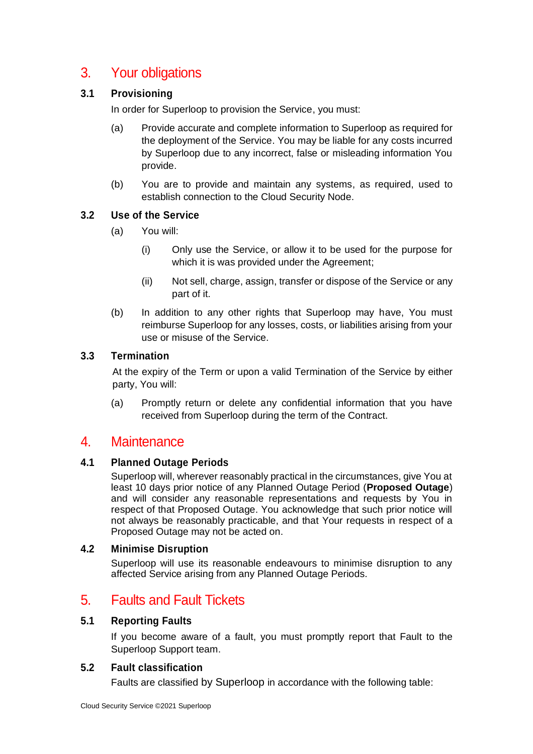# 3. Your obligations

### 3.1 Provisioning

In order for Superloop to provision the Service, you must:

(a) Provide accurate and complete information to Superloop as required for the deployment of the Service. You may be liable for any costs incurred by Superloop due to any incorrect, false or misleading information You provide.

(b) You are to provide and maintain any systems, as required, used to establish connection to the Cloud Security Node.

### 3.2 Use of the Service

(a) You will:

(i) Only use the Service, or allow it to be used for the purpose for which it is was provided under the Agreement;

(ii) Not sell, charge, assign, transfer or dispose of the Service or any part of it.

(b) In addition to any other rights that Superloop may have, You must reimburse Superloop for any losses, costs, or liabilities arising from your use or misuse of the Service.

### 3.3 Termination

At the expiry of the Term or upon a valid Termination of the Service by either party, You will:

(a) Promptly return or delete any confidential information that you have received from Superloop during the term of the Contract.

# 4. Maintenance

### 4.1 Planned Outage Periods

Superloop will, wherever reasonably practical in the circumstances, give You at least 10 days prior notice of any Planned Outage Period (**Proposed Outage**) and will consider any reasonable representations and requests by You in respect of that Proposed Outage. You acknowledge that such prior notice will not always be reasonably practicable, and that Your requests in respect of a Proposed Outage may not be acted on.

### 4.2 Minimise Disruption

Superloop will use its reasonable endeavours to minimise disruption to any affected Service arising from any Planned Outage Periods.

# 5. Faults and Fault Tickets

### 5.1 Reporting Faults

If you become aware of a fault, you must promptly report that Fault to the Superloop Support team.

### 5.2 Fault classification

Faults are classified by Superloop in accordance with the following table: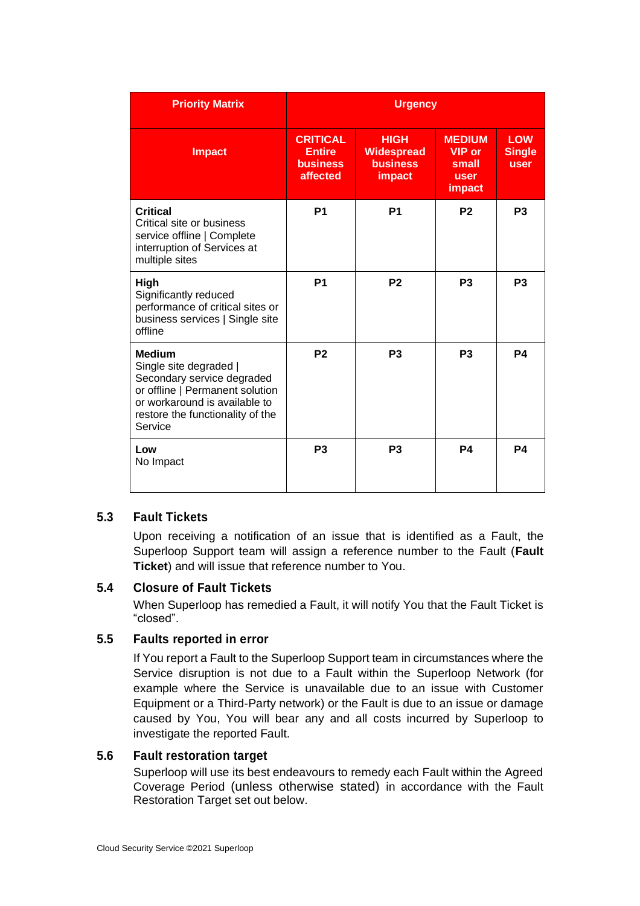| Priority Matrix | Urgency | | | |
|---|---|---|---|---|
| **Impact** | **CRITICAL Entire business affected** | **HIGH Widespread business impact** | **MEDIUM VIP or small user impact** | **LOW Single user** |
| **Critical**<br>Critical site or business service offline \| Complete interruption of Services at multiple sites | **P1** | **P1** | **P2** | **P3** |
| **High**<br>Significantly reduced performance of critical sites or business services \| Single site offline | **P1** | **P2** | **P3** | **P3** |
| **Medium**<br>Single site degraded \| Secondary service degraded or offline \| Permanent solution or workaround is available to restore the functionality of the Service | **P2** | **P3** | **P3** | **P4** |
| **Low**<br>No Impact | **P3** | **P3** | **P4** | **P4** |

### 5.3 Fault Tickets

Upon receiving a notification of an issue that is identified as a Fault, the Superloop Support team will assign a reference number to the Fault (**Fault Ticket**) and will issue that reference number to You.

### 5.4 Closure of Fault Tickets

When Superloop has remedied a Fault, it will notify You that the Fault Ticket is "closed".

### 5.5 Faults reported in error

If You report a Fault to the Superloop Support team in circumstances where the Service disruption is not due to a Fault within the Superloop Network (for example where the Service is unavailable due to an issue with Customer Equipment or a Third-Party network) or the Fault is due to an issue or damage caused by You, You will bear any and all costs incurred by Superloop to investigate the reported Fault.

### 5.6 Fault restoration target

Superloop will use its best endeavours to remedy each Fault within the Agreed Coverage Period (unless otherwise stated) in accordance with the Fault Restoration Target set out below.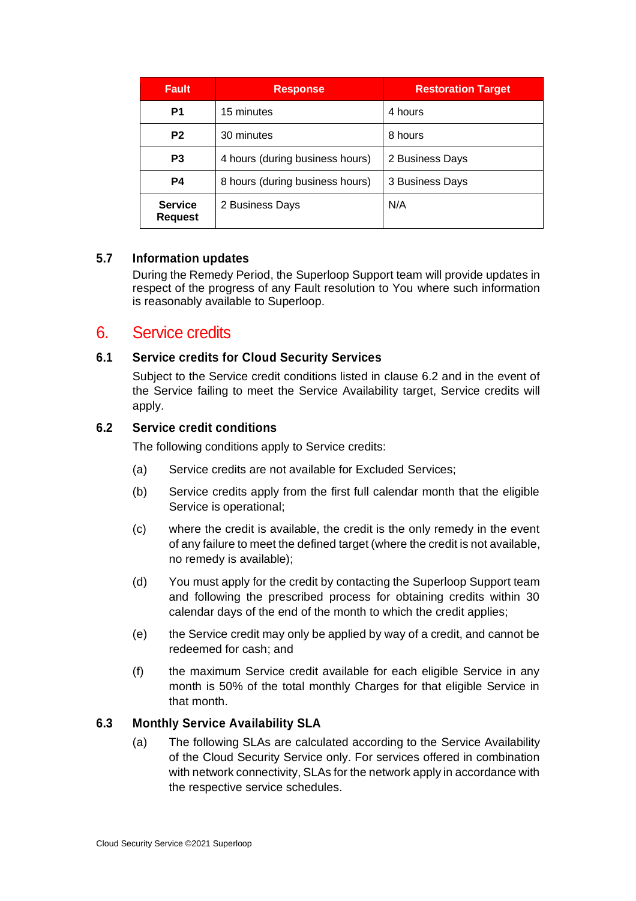| Fault | Response | Restoration Target |
|---|---|---|
| **P1** | 15 minutes | 4 hours |
| **P2** | 30 minutes | 8 hours |
| **P3** | 4 hours (during business hours) | 2 Business Days |
| **P4** | 8 hours (during business hours) | 3 Business Days |
| **Service Request** | 2 Business Days | N/A |

### 5.7 Information updates

During the Remedy Period, the Superloop Support team will provide updates in respect of the progress of any Fault resolution to You where such information is reasonably available to Superloop.

## 6. Service credits

### 6.1 Service credits for Cloud Security Services

Subject to the Service credit conditions listed in clause 6.2 and in the event of the Service failing to meet the Service Availability target, Service credits will apply.

### 6.2 Service credit conditions

The following conditions apply to Service credits:

(a) Service credits are not available for Excluded Services;

(b) Service credits apply from the first full calendar month that the eligible Service is operational;

(c) where the credit is available, the credit is the only remedy in the event of any failure to meet the defined target (where the credit is not available, no remedy is available);

(d) You must apply for the credit by contacting the Superloop Support team and following the prescribed process for obtaining credits within 30 calendar days of the end of the month to which the credit applies;

(e) the Service credit may only be applied by way of a credit, and cannot be redeemed for cash; and

(f) the maximum Service credit available for each eligible Service in any month is 50% of the total monthly Charges for that eligible Service in that month.

### 6.3 Monthly Service Availability SLA

(a) The following SLAs are calculated according to the Service Availability of the Cloud Security Service only. For services offered in combination with network connectivity, SLAs for the network apply in accordance with the respective service schedules.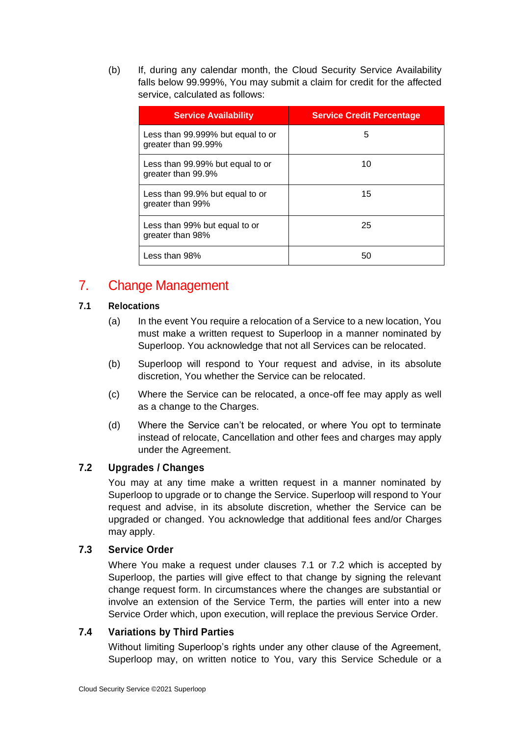(b) If, during any calendar month, the Cloud Security Service Availability falls below 99.999%, You may submit a claim for credit for the affected service, calculated as follows:

| Service Availability | Service Credit Percentage |
|---|---|
| Less than 99.999% but equal to or greater than 99.99% | 5 |
| Less than 99.99% but equal to or greater than 99.9% | 10 |
| Less than 99.9% but equal to or greater than 99% | 15 |
| Less than 99% but equal to or greater than 98% | 25 |
| Less than 98% | 50 |

# 7. Change Management

### 7.1 Relocations

(a) In the event You require a relocation of a Service to a new location, You must make a written request to Superloop in a manner nominated by Superloop. You acknowledge that not all Services can be relocated.

(b) Superloop will respond to Your request and advise, in its absolute discretion, You whether the Service can be relocated.

(c) Where the Service can be relocated, a once-off fee may apply as well as a change to the Charges.

(d) Where the Service can't be relocated, or where You opt to terminate instead of relocate, Cancellation and other fees and charges may apply under the Agreement.

### 7.2 Upgrades / Changes

You may at any time make a written request in a manner nominated by Superloop to upgrade or to change the Service. Superloop will respond to Your request and advise, in its absolute discretion, whether the Service can be upgraded or changed. You acknowledge that additional fees and/or Charges may apply.

### 7.3 Service Order

Where You make a request under clauses 7.1 or 7.2 which is accepted by Superloop, the parties will give effect to that change by signing the relevant change request form. In circumstances where the changes are substantial or involve an extension of the Service Term, the parties will enter into a new Service Order which, upon execution, will replace the previous Service Order.

### 7.4 Variations by Third Parties

Without limiting Superloop's rights under any other clause of the Agreement, Superloop may, on written notice to You, vary this Service Schedule or a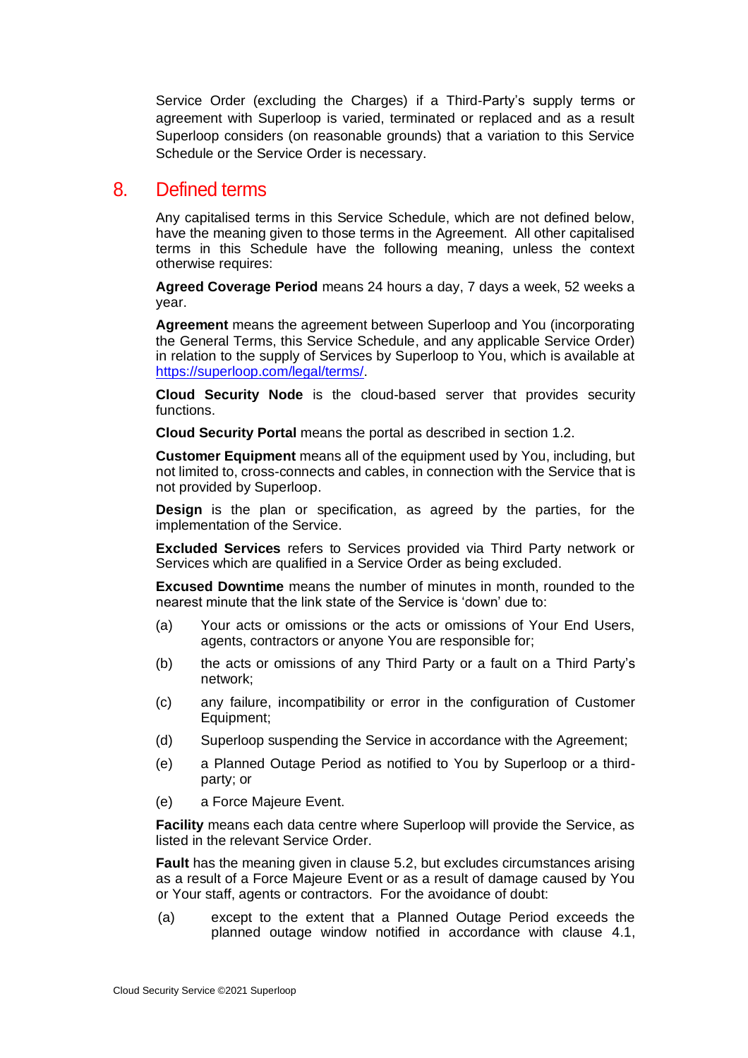Service Order (excluding the Charges) if a Third-Party's supply terms or agreement with Superloop is varied, terminated or replaced and as a result Superloop considers (on reasonable grounds) that a variation to this Service Schedule or the Service Order is necessary.

## 8. Defined terms

Any capitalised terms in this Service Schedule, which are not defined below, have the meaning given to those terms in the Agreement. All other capitalised terms in this Schedule have the following meaning, unless the context otherwise requires:

**Agreed Coverage Period** means 24 hours a day, 7 days a week, 52 weeks a year.

**Agreement** means the agreement between Superloop and You (incorporating the General Terms, this Service Schedule, and any applicable Service Order) in relation to the supply of Services by Superloop to You, which is available at https://superloop.com/legal/terms/.

**Cloud Security Node** is the cloud-based server that provides security functions.

**Cloud Security Portal** means the portal as described in section 1.2.

**Customer Equipment** means all of the equipment used by You, including, but not limited to, cross-connects and cables, in connection with the Service that is not provided by Superloop.

**Design** is the plan or specification, as agreed by the parties, for the implementation of the Service.

**Excluded Services** refers to Services provided via Third Party network or Services which are qualified in a Service Order as being excluded.

**Excused Downtime** means the number of minutes in month, rounded to the nearest minute that the link state of the Service is 'down' due to:

(a) Your acts or omissions or the acts or omissions of Your End Users, agents, contractors or anyone You are responsible for;

(b) the acts or omissions of any Third Party or a fault on a Third Party's network;

(c) any failure, incompatibility or error in the configuration of Customer Equipment;

(d) Superloop suspending the Service in accordance with the Agreement;

(e) a Planned Outage Period as notified to You by Superloop or a third-party; or

(e) a Force Majeure Event.

**Facility** means each data centre where Superloop will provide the Service, as listed in the relevant Service Order.

**Fault** has the meaning given in clause 5.2, but excludes circumstances arising as a result of a Force Majeure Event or as a result of damage caused by You or Your staff, agents or contractors. For the avoidance of doubt:

(a) except to the extent that a Planned Outage Period exceeds the planned outage window notified in accordance with clause 4.1,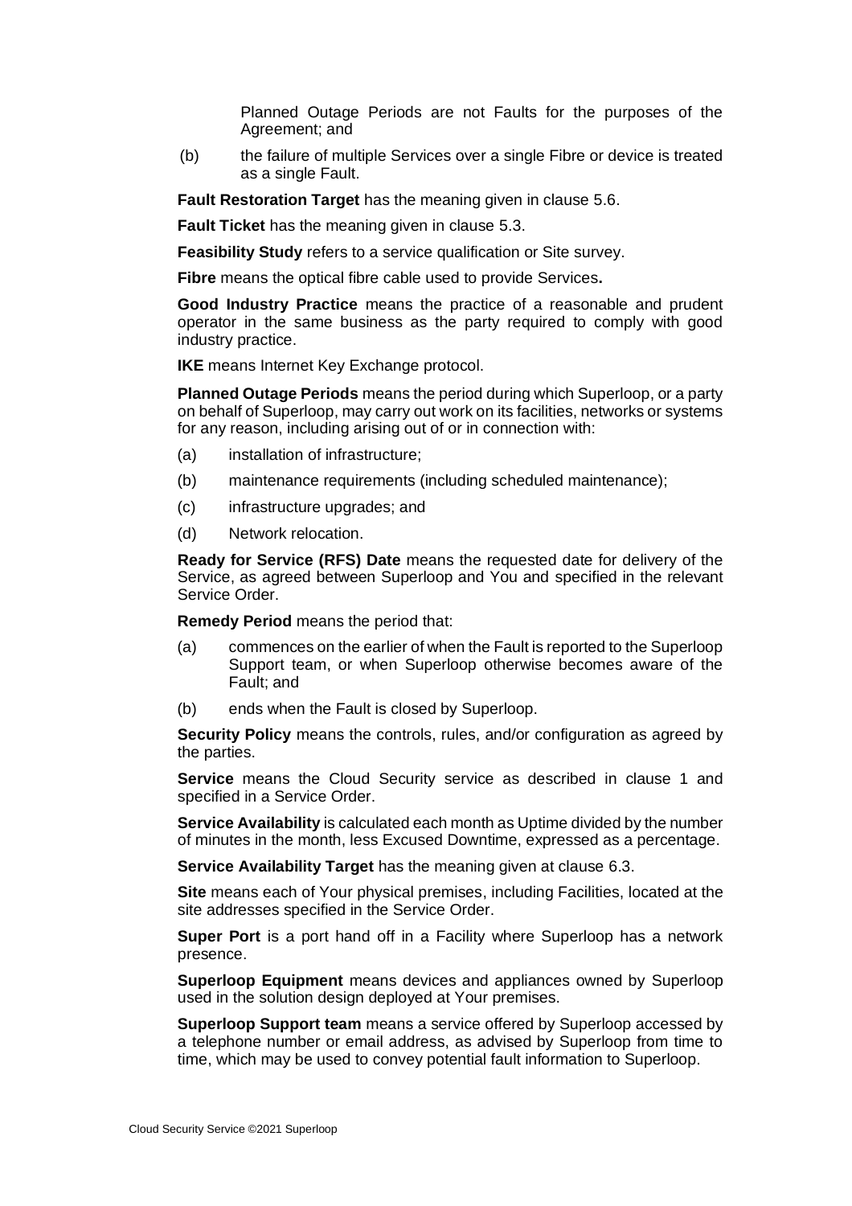Planned Outage Periods are not Faults for the purposes of the Agreement; and

(b) the failure of multiple Services over a single Fibre or device is treated as a single Fault.

**Fault Restoration Target** has the meaning given in clause 5.6.

**Fault Ticket** has the meaning given in clause 5.3.

**Feasibility Study** refers to a service qualification or Site survey.

**Fibre** means the optical fibre cable used to provide Services**.**

**Good Industry Practice** means the practice of a reasonable and prudent operator in the same business as the party required to comply with good industry practice.

**IKE** means Internet Key Exchange protocol.

**Planned Outage Periods** means the period during which Superloop, or a party on behalf of Superloop, may carry out work on its facilities, networks or systems for any reason, including arising out of or in connection with:

(a) installation of infrastructure;

(b) maintenance requirements (including scheduled maintenance);

(c) infrastructure upgrades; and

(d) Network relocation.

**Ready for Service (RFS) Date** means the requested date for delivery of the Service, as agreed between Superloop and You and specified in the relevant Service Order.

**Remedy Period** means the period that:

(a) commences on the earlier of when the Fault is reported to the Superloop Support team, or when Superloop otherwise becomes aware of the Fault; and

(b) ends when the Fault is closed by Superloop.

**Security Policy** means the controls, rules, and/or configuration as agreed by the parties.

**Service** means the Cloud Security service as described in clause 1 and specified in a Service Order.

**Service Availability** is calculated each month as Uptime divided by the number of minutes in the month, less Excused Downtime, expressed as a percentage.

**Service Availability Target** has the meaning given at clause 6.3.

**Site** means each of Your physical premises, including Facilities, located at the site addresses specified in the Service Order.

**Super Port** is a port hand off in a Facility where Superloop has a network presence.

**Superloop Equipment** means devices and appliances owned by Superloop used in the solution design deployed at Your premises.

**Superloop Support team** means a service offered by Superloop accessed by a telephone number or email address, as advised by Superloop from time to time, which may be used to convey potential fault information to Superloop.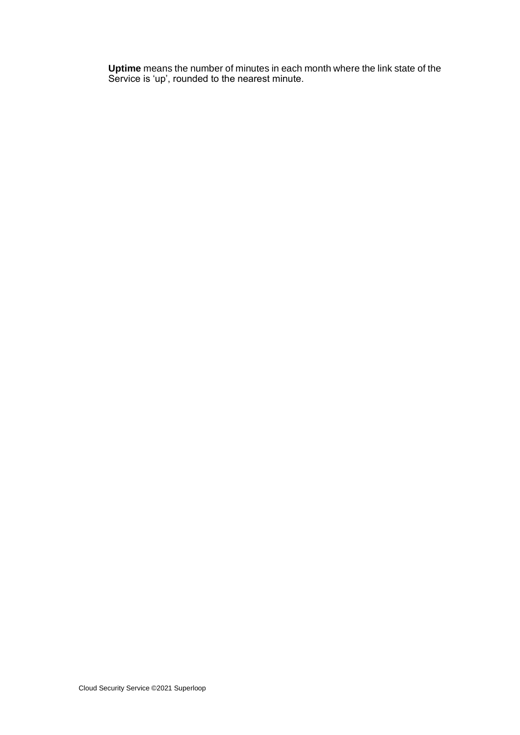**Uptime** means the number of minutes in each month where the link state of the Service is 'up', rounded to the nearest minute.